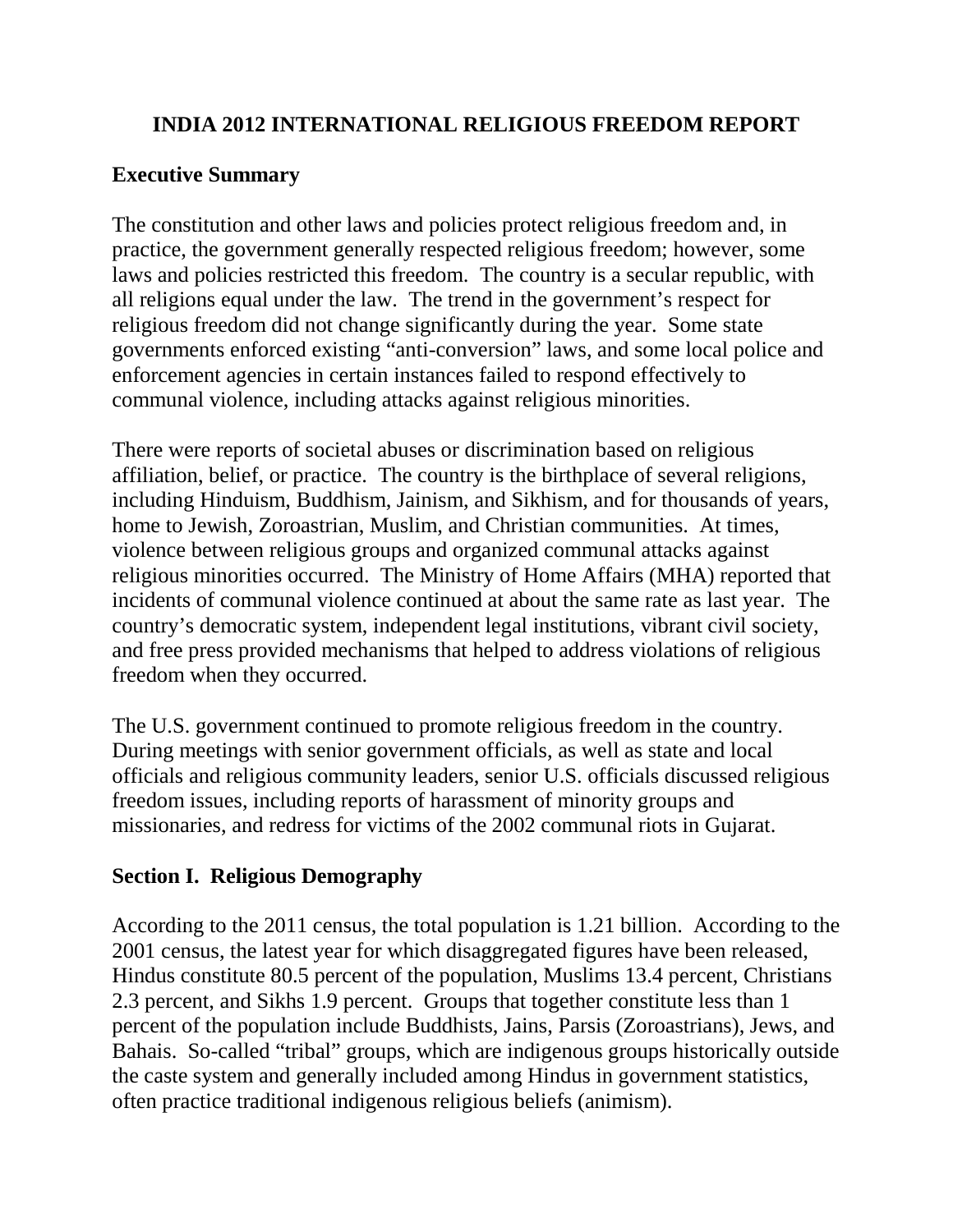# INDIA 2012 INTERNATIONAL RELIGIOUS FREEDOM REPORT

## Executive Summary

The constitution and other laws and policies protect religious freedom and, in practice, the government generally respected religious freedom; however, some laws and policies restricted this freedom. The country is a secular republic, with all religions equal under the law. The trend in the government's respect for religious freedom did not change significantly during the year. Some state governments enforced existing "anti-conversion" laws, and some local police and enforcement agencies in certain instances failed to respond effectively to communal violence, including attacks against religious minorities.

There were reports of societal abuses or discrimination based on religious affiliation, belief, or practice. The country is the birthplace of several religions, including Hinduism, Buddhism, Jainism, and Sikhism, and for thousands of years, home to Jewish, Zoroastrian, Muslim, and Christian communities. At times, violence between religious groups and organized communal attacks against religious minorities occurred. The Ministry of Home Affairs (MHA) reported that incidents of communal violence continued at about the same rate as last year. The country's democratic system, independent legal institutions, vibrant civil society, and free press provided mechanisms that helped to address violations of religious freedom when they occurred.

The U.S. government continued to promote religious freedom in the country. During meetings with senior government officials, as well as state and local officials and religious community leaders, senior U.S. officials discussed religious freedom issues, including reports of harassment of minority groups and missionaries, and redress for victims of the 2002 communal riots in Gujarat.

## Section I. Religious Demography

According to the 2011 census, the total population is 1.21 billion. According to the 2001 census, the latest year for which disaggregated figures have been released, Hindus constitute 80.5 percent of the population, Muslims 13.4 percent, Christians 2.3 percent, and Sikhs 1.9 percent. Groups that together constitute less than 1 percent of the population include Buddhists, Jains, Parsis (Zoroastrians), Jews, and Bahais. So-called "tribal" groups, which are indigenous groups historically outside the caste system and generally included among Hindus in government statistics, often practice traditional indigenous religious beliefs (animism).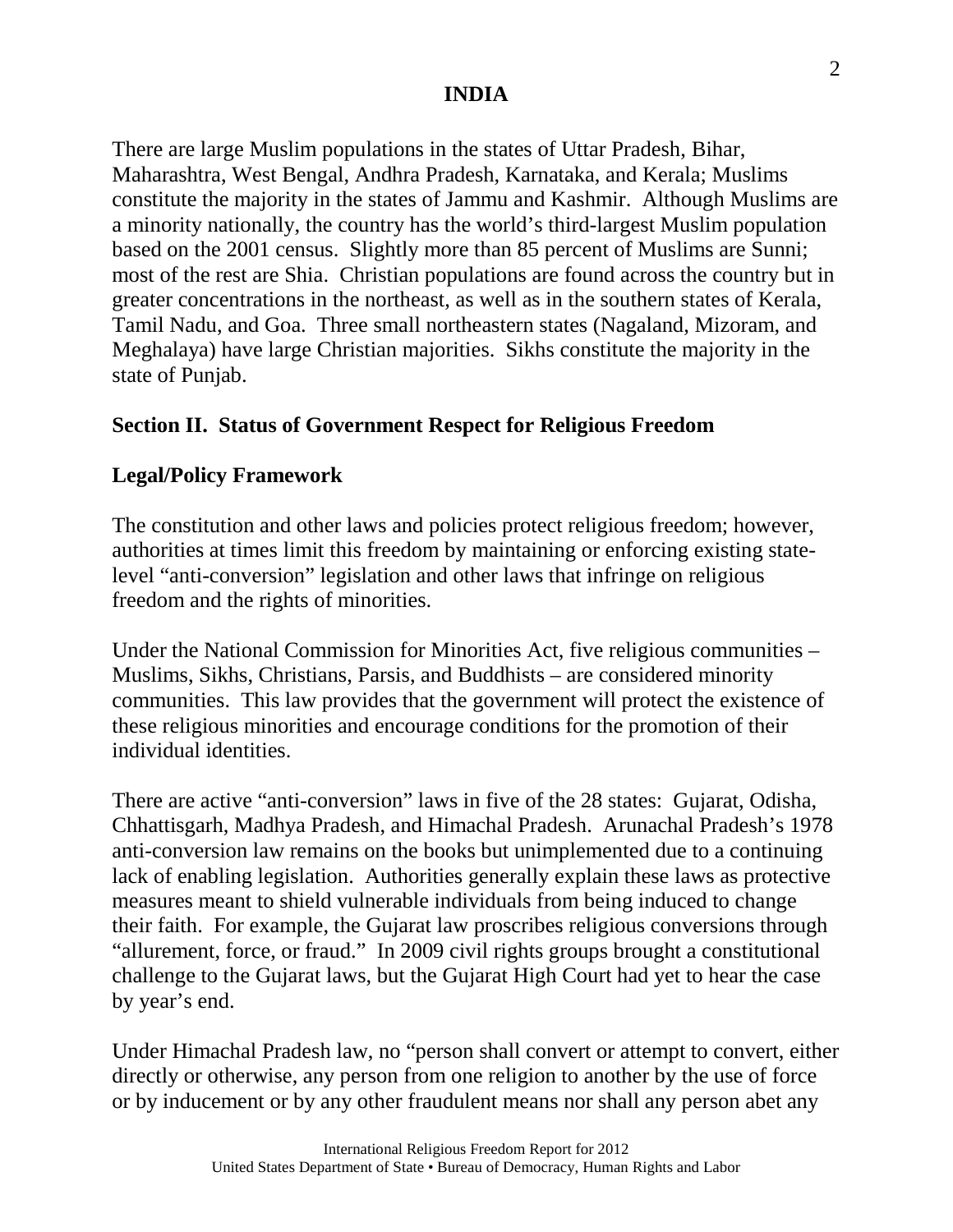There are large Muslim populations in the states of Uttar Pradesh, Bihar, Maharashtra, West Bengal, Andhra Pradesh, Karnataka, and Kerala; Muslims constitute the majority in the states of Jammu and Kashmir. Although Muslims are a minority nationally, the country has the world's third-largest Muslim population based on the 2001 census. Slightly more than 85 percent of Muslims are Sunni; most of the rest are Shia. Christian populations are found across the country but in greater concentrations in the northeast, as well as in the southern states of Kerala, Tamil Nadu, and Goa. Three small northeastern states (Nagaland, Mizoram, and Meghalaya) have large Christian majorities. Sikhs constitute the majority in the state of Punjab.

## Section II. Status of Government Respect for Religious Freedom

### Legal/Policy Framework

The constitution and other laws and policies protect religious freedom; however, authorities at times limit this freedom by maintaining or enforcing existing state-level "anti-conversion" legislation and other laws that infringe on religious freedom and the rights of minorities.

Under the National Commission for Minorities Act, five religious communities – Muslims, Sikhs, Christians, Parsis, and Buddhists – are considered minority communities. This law provides that the government will protect the existence of these religious minorities and encourage conditions for the promotion of their individual identities.

There are active "anti-conversion" laws in five of the 28 states: Gujarat, Odisha, Chhattisgarh, Madhya Pradesh, and Himachal Pradesh. Arunachal Pradesh's 1978 anti-conversion law remains on the books but unimplemented due to a continuing lack of enabling legislation. Authorities generally explain these laws as protective measures meant to shield vulnerable individuals from being induced to change their faith. For example, the Gujarat law proscribes religious conversions through "allurement, force, or fraud." In 2009 civil rights groups brought a constitutional challenge to the Gujarat laws, but the Gujarat High Court had yet to hear the case by year's end.

Under Himachal Pradesh law, no "person shall convert or attempt to convert, either directly or otherwise, any person from one religion to another by the use of force or by inducement or by any other fraudulent means nor shall any person abet any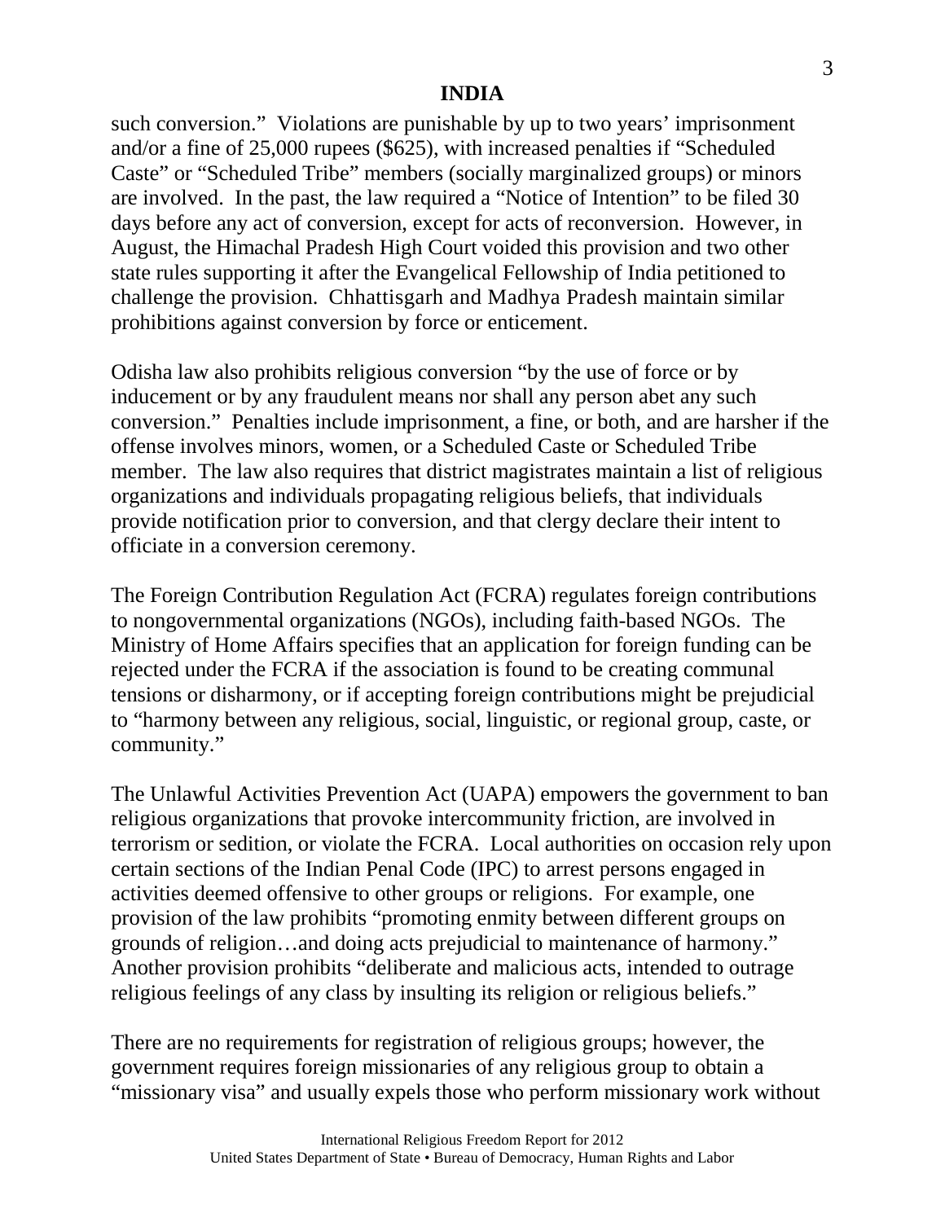such conversion." Violations are punishable by up to two years' imprisonment and/or a fine of 25,000 rupees ($625), with increased penalties if "Scheduled Caste" or "Scheduled Tribe" members (socially marginalized groups) or minors are involved. In the past, the law required a "Notice of Intention" to be filed 30 days before any act of conversion, except for acts of reconversion. However, in August, the Himachal Pradesh High Court voided this provision and two other state rules supporting it after the Evangelical Fellowship of India petitioned to challenge the provision. Chhattisgarh and Madhya Pradesh maintain similar prohibitions against conversion by force or enticement.

Odisha law also prohibits religious conversion "by the use of force or by inducement or by any fraudulent means nor shall any person abet any such conversion." Penalties include imprisonment, a fine, or both, and are harsher if the offense involves minors, women, or a Scheduled Caste or Scheduled Tribe member. The law also requires that district magistrates maintain a list of religious organizations and individuals propagating religious beliefs, that individuals provide notification prior to conversion, and that clergy declare their intent to officiate in a conversion ceremony.

The Foreign Contribution Regulation Act (FCRA) regulates foreign contributions to nongovernmental organizations (NGOs), including faith-based NGOs. The Ministry of Home Affairs specifies that an application for foreign funding can be rejected under the FCRA if the association is found to be creating communal tensions or disharmony, or if accepting foreign contributions might be prejudicial to "harmony between any religious, social, linguistic, or regional group, caste, or community."

The Unlawful Activities Prevention Act (UAPA) empowers the government to ban religious organizations that provoke intercommunity friction, are involved in terrorism or sedition, or violate the FCRA. Local authorities on occasion rely upon certain sections of the Indian Penal Code (IPC) to arrest persons engaged in activities deemed offensive to other groups or religions. For example, one provision of the law prohibits "promoting enmity between different groups on grounds of religion…and doing acts prejudicial to maintenance of harmony." Another provision prohibits "deliberate and malicious acts, intended to outrage religious feelings of any class by insulting its religion or religious beliefs."

There are no requirements for registration of religious groups; however, the government requires foreign missionaries of any religious group to obtain a "missionary visa" and usually expels those who perform missionary work without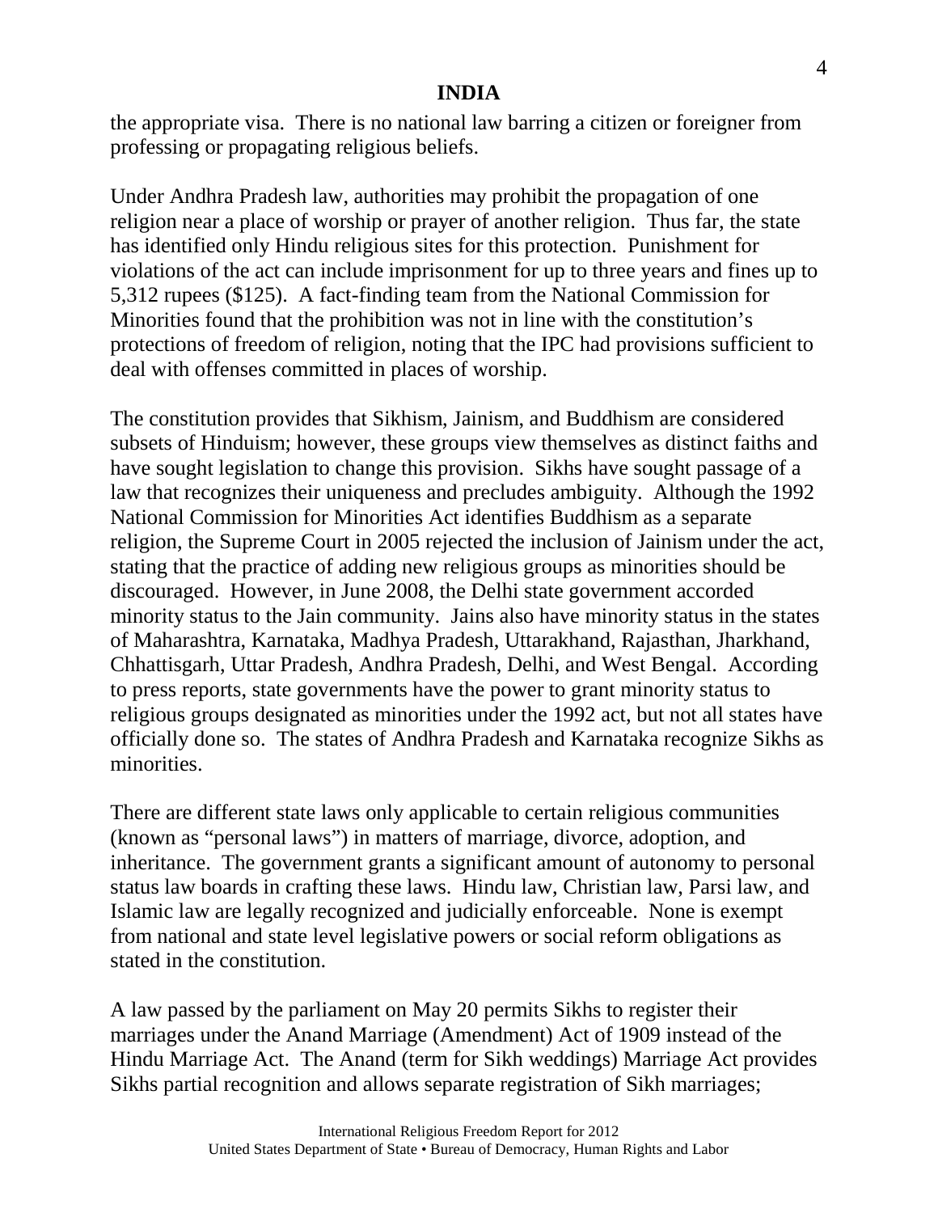the appropriate visa. There is no national law barring a citizen or foreigner from professing or propagating religious beliefs.

Under Andhra Pradesh law, authorities may prohibit the propagation of one religion near a place of worship or prayer of another religion. Thus far, the state has identified only Hindu religious sites for this protection. Punishment for violations of the act can include imprisonment for up to three years and fines up to 5,312 rupees ($125). A fact-finding team from the National Commission for Minorities found that the prohibition was not in line with the constitution's protections of freedom of religion, noting that the IPC had provisions sufficient to deal with offenses committed in places of worship.

The constitution provides that Sikhism, Jainism, and Buddhism are considered subsets of Hinduism; however, these groups view themselves as distinct faiths and have sought legislation to change this provision. Sikhs have sought passage of a law that recognizes their uniqueness and precludes ambiguity. Although the 1992 National Commission for Minorities Act identifies Buddhism as a separate religion, the Supreme Court in 2005 rejected the inclusion of Jainism under the act, stating that the practice of adding new religious groups as minorities should be discouraged. However, in June 2008, the Delhi state government accorded minority status to the Jain community. Jains also have minority status in the states of Maharashtra, Karnataka, Madhya Pradesh, Uttarakhand, Rajasthan, Jharkhand, Chhattisgarh, Uttar Pradesh, Andhra Pradesh, Delhi, and West Bengal. According to press reports, state governments have the power to grant minority status to religious groups designated as minorities under the 1992 act, but not all states have officially done so. The states of Andhra Pradesh and Karnataka recognize Sikhs as minorities.

There are different state laws only applicable to certain religious communities (known as "personal laws") in matters of marriage, divorce, adoption, and inheritance. The government grants a significant amount of autonomy to personal status law boards in crafting these laws. Hindu law, Christian law, Parsi law, and Islamic law are legally recognized and judicially enforceable. None is exempt from national and state level legislative powers or social reform obligations as stated in the constitution.

A law passed by the parliament on May 20 permits Sikhs to register their marriages under the Anand Marriage (Amendment) Act of 1909 instead of the Hindu Marriage Act. The Anand (term for Sikh weddings) Marriage Act provides Sikhs partial recognition and allows separate registration of Sikh marriages;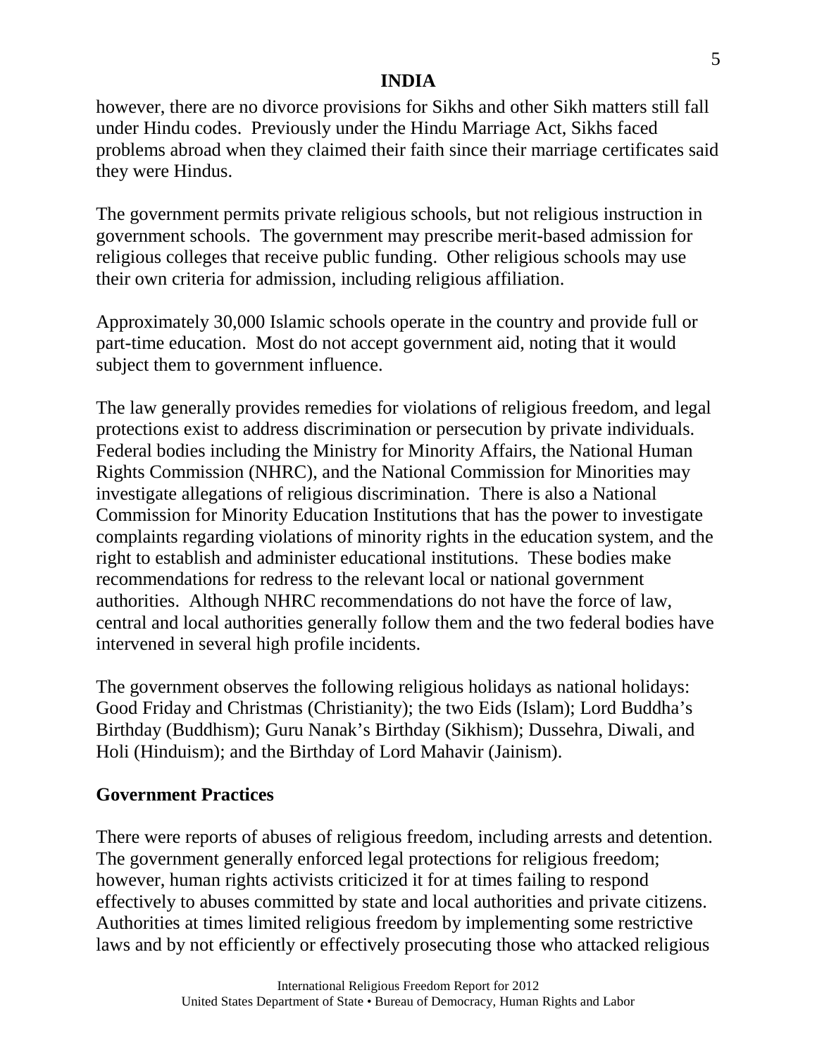however, there are no divorce provisions for Sikhs and other Sikh matters still fall under Hindu codes. Previously under the Hindu Marriage Act, Sikhs faced problems abroad when they claimed their faith since their marriage certificates said they were Hindus.

The government permits private religious schools, but not religious instruction in government schools. The government may prescribe merit-based admission for religious colleges that receive public funding. Other religious schools may use their own criteria for admission, including religious affiliation.

Approximately 30,000 Islamic schools operate in the country and provide full or part-time education. Most do not accept government aid, noting that it would subject them to government influence.

The law generally provides remedies for violations of religious freedom, and legal protections exist to address discrimination or persecution by private individuals. Federal bodies including the Ministry for Minority Affairs, the National Human Rights Commission (NHRC), and the National Commission for Minorities may investigate allegations of religious discrimination. There is also a National Commission for Minority Education Institutions that has the power to investigate complaints regarding violations of minority rights in the education system, and the right to establish and administer educational institutions. These bodies make recommendations for redress to the relevant local or national government authorities. Although NHRC recommendations do not have the force of law, central and local authorities generally follow them and the two federal bodies have intervened in several high profile incidents.

The government observes the following religious holidays as national holidays: Good Friday and Christmas (Christianity); the two Eids (Islam); Lord Buddha's Birthday (Buddhism); Guru Nanak's Birthday (Sikhism); Dussehra, Diwali, and Holi (Hinduism); and the Birthday of Lord Mahavir (Jainism).

## Government Practices

There were reports of abuses of religious freedom, including arrests and detention. The government generally enforced legal protections for religious freedom; however, human rights activists criticized it for at times failing to respond effectively to abuses committed by state and local authorities and private citizens. Authorities at times limited religious freedom by implementing some restrictive laws and by not efficiently or effectively prosecuting those who attacked religious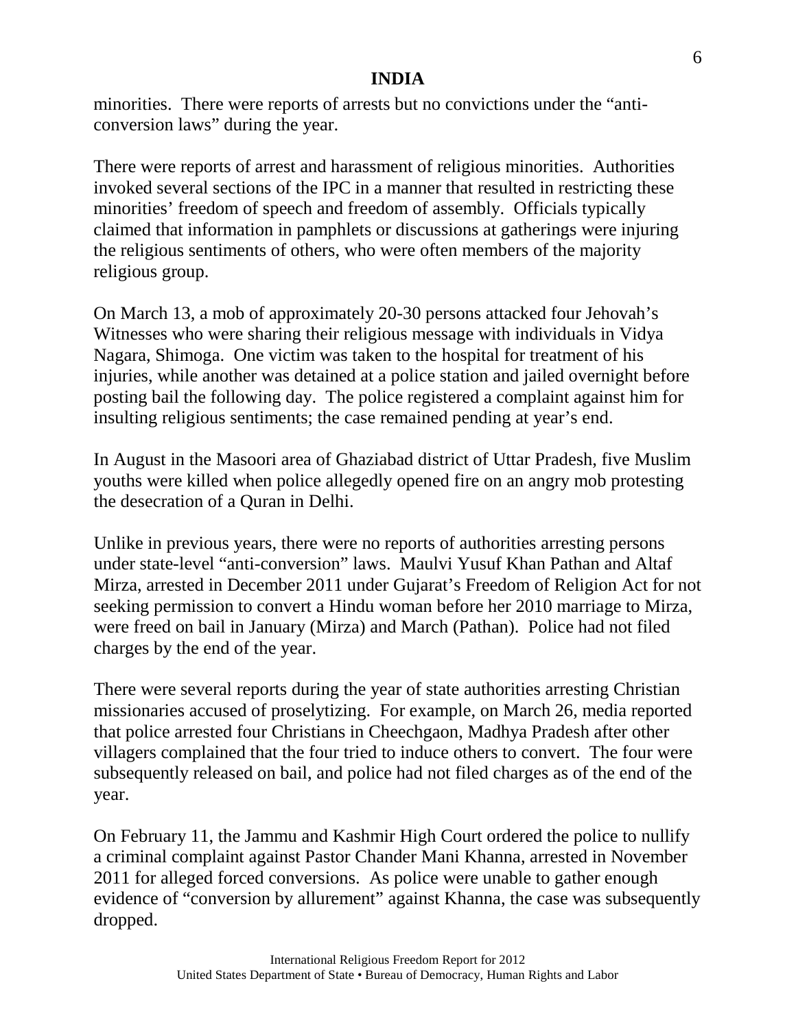minorities. There were reports of arrests but no convictions under the "anti-conversion laws" during the year.

There were reports of arrest and harassment of religious minorities. Authorities invoked several sections of the IPC in a manner that resulted in restricting these minorities' freedom of speech and freedom of assembly. Officials typically claimed that information in pamphlets or discussions at gatherings were injuring the religious sentiments of others, who were often members of the majority religious group.

On March 13, a mob of approximately 20-30 persons attacked four Jehovah's Witnesses who were sharing their religious message with individuals in Vidya Nagara, Shimoga. One victim was taken to the hospital for treatment of his injuries, while another was detained at a police station and jailed overnight before posting bail the following day. The police registered a complaint against him for insulting religious sentiments; the case remained pending at year's end.

In August in the Masoori area of Ghaziabad district of Uttar Pradesh, five Muslim youths were killed when police allegedly opened fire on an angry mob protesting the desecration of a Quran in Delhi.

Unlike in previous years, there were no reports of authorities arresting persons under state-level "anti-conversion" laws. Maulvi Yusuf Khan Pathan and Altaf Mirza, arrested in December 2011 under Gujarat's Freedom of Religion Act for not seeking permission to convert a Hindu woman before her 2010 marriage to Mirza, were freed on bail in January (Mirza) and March (Pathan). Police had not filed charges by the end of the year.

There were several reports during the year of state authorities arresting Christian missionaries accused of proselytizing. For example, on March 26, media reported that police arrested four Christians in Cheechgaon, Madhya Pradesh after other villagers complained that the four tried to induce others to convert. The four were subsequently released on bail, and police had not filed charges as of the end of the year.

On February 11, the Jammu and Kashmir High Court ordered the police to nullify a criminal complaint against Pastor Chander Mani Khanna, arrested in November 2011 for alleged forced conversions. As police were unable to gather enough evidence of "conversion by allurement" against Khanna, the case was subsequently dropped.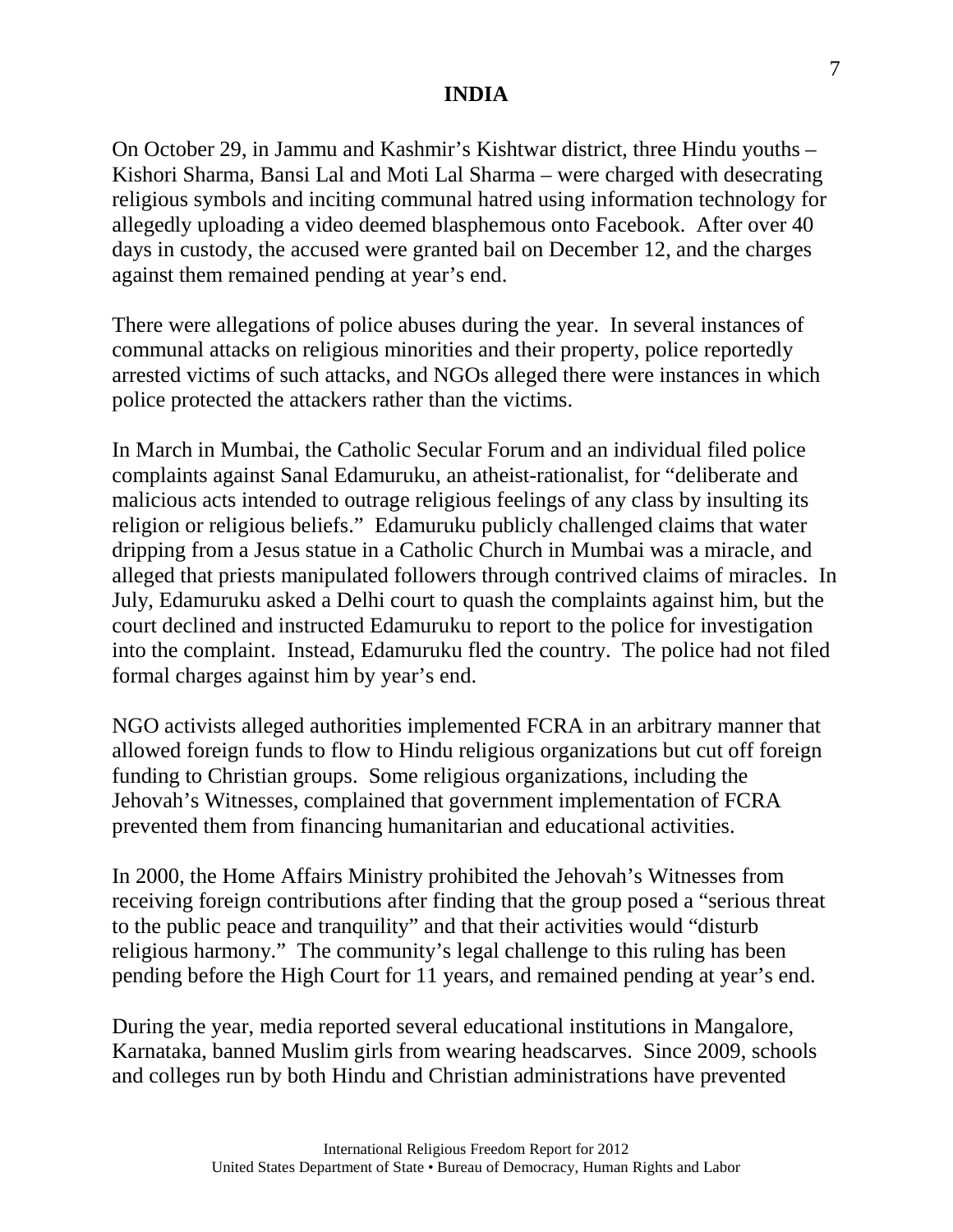On October 29, in Jammu and Kashmir's Kishtwar district, three Hindu youths – Kishori Sharma, Bansi Lal and Moti Lal Sharma – were charged with desecrating religious symbols and inciting communal hatred using information technology for allegedly uploading a video deemed blasphemous onto Facebook. After over 40 days in custody, the accused were granted bail on December 12, and the charges against them remained pending at year's end.

There were allegations of police abuses during the year. In several instances of communal attacks on religious minorities and their property, police reportedly arrested victims of such attacks, and NGOs alleged there were instances in which police protected the attackers rather than the victims.

In March in Mumbai, the Catholic Secular Forum and an individual filed police complaints against Sanal Edamuruku, an atheist-rationalist, for "deliberate and malicious acts intended to outrage religious feelings of any class by insulting its religion or religious beliefs." Edamuruku publicly challenged claims that water dripping from a Jesus statue in a Catholic Church in Mumbai was a miracle, and alleged that priests manipulated followers through contrived claims of miracles. In July, Edamuruku asked a Delhi court to quash the complaints against him, but the court declined and instructed Edamuruku to report to the police for investigation into the complaint. Instead, Edamuruku fled the country. The police had not filed formal charges against him by year's end.

NGO activists alleged authorities implemented FCRA in an arbitrary manner that allowed foreign funds to flow to Hindu religious organizations but cut off foreign funding to Christian groups. Some religious organizations, including the Jehovah's Witnesses, complained that government implementation of FCRA prevented them from financing humanitarian and educational activities.

In 2000, the Home Affairs Ministry prohibited the Jehovah's Witnesses from receiving foreign contributions after finding that the group posed a "serious threat to the public peace and tranquility" and that their activities would "disturb religious harmony." The community's legal challenge to this ruling has been pending before the High Court for 11 years, and remained pending at year's end.

During the year, media reported several educational institutions in Mangalore, Karnataka, banned Muslim girls from wearing headscarves. Since 2009, schools and colleges run by both Hindu and Christian administrations have prevented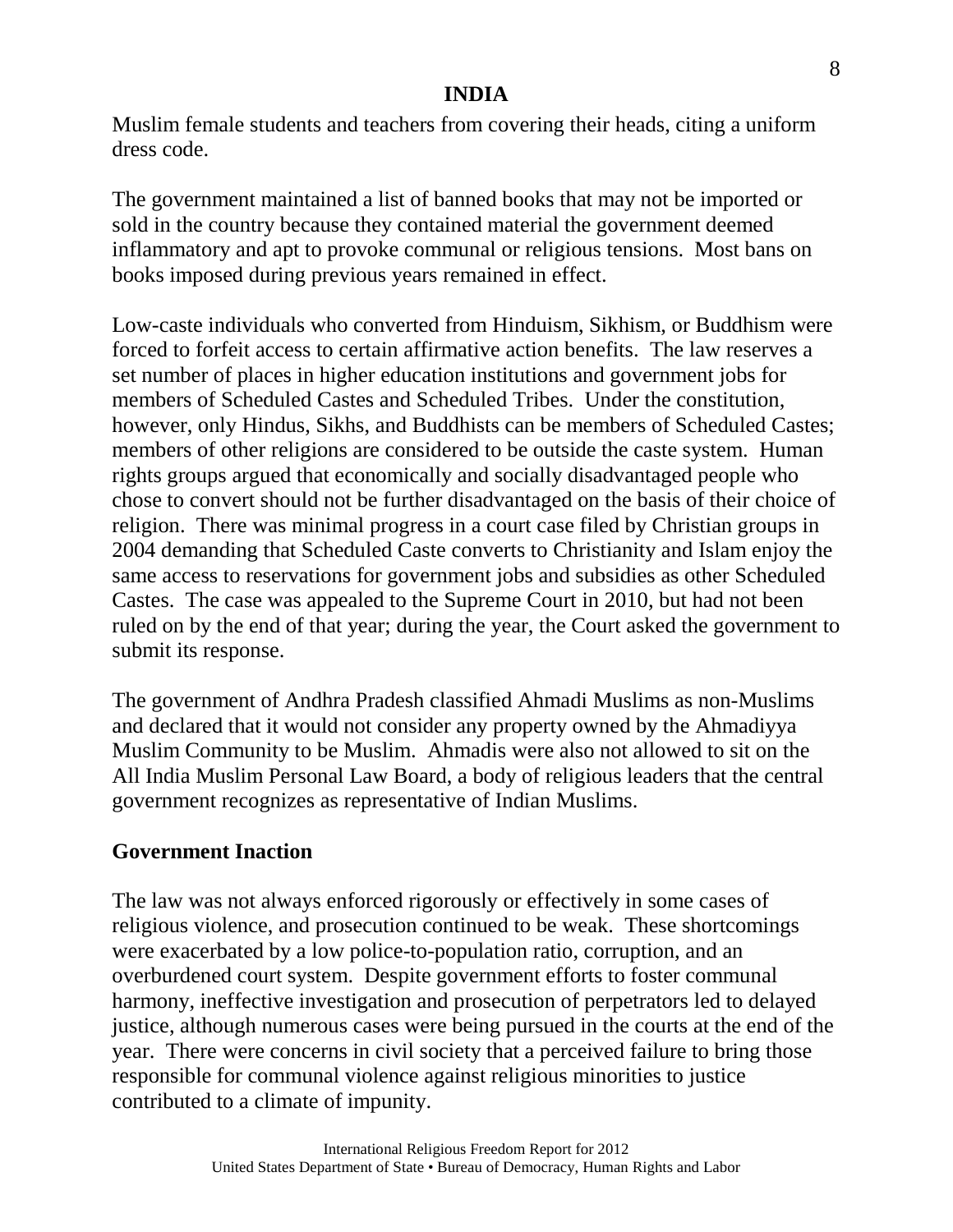Muslim female students and teachers from covering their heads, citing a uniform dress code.

The government maintained a list of banned books that may not be imported or sold in the country because they contained material the government deemed inflammatory and apt to provoke communal or religious tensions. Most bans on books imposed during previous years remained in effect.

Low-caste individuals who converted from Hinduism, Sikhism, or Buddhism were forced to forfeit access to certain affirmative action benefits. The law reserves a set number of places in higher education institutions and government jobs for members of Scheduled Castes and Scheduled Tribes. Under the constitution, however, only Hindus, Sikhs, and Buddhists can be members of Scheduled Castes; members of other religions are considered to be outside the caste system. Human rights groups argued that economically and socially disadvantaged people who chose to convert should not be further disadvantaged on the basis of their choice of religion. There was minimal progress in a court case filed by Christian groups in 2004 demanding that Scheduled Caste converts to Christianity and Islam enjoy the same access to reservations for government jobs and subsidies as other Scheduled Castes. The case was appealed to the Supreme Court in 2010, but had not been ruled on by the end of that year; during the year, the Court asked the government to submit its response.

The government of Andhra Pradesh classified Ahmadi Muslims as non-Muslims and declared that it would not consider any property owned by the Ahmadiyya Muslim Community to be Muslim. Ahmadis were also not allowed to sit on the All India Muslim Personal Law Board, a body of religious leaders that the central government recognizes as representative of Indian Muslims.

## Government Inaction

The law was not always enforced rigorously or effectively in some cases of religious violence, and prosecution continued to be weak. These shortcomings were exacerbated by a low police-to-population ratio, corruption, and an overburdened court system. Despite government efforts to foster communal harmony, ineffective investigation and prosecution of perpetrators led to delayed justice, although numerous cases were being pursued in the courts at the end of the year. There were concerns in civil society that a perceived failure to bring those responsible for communal violence against religious minorities to justice contributed to a climate of impunity.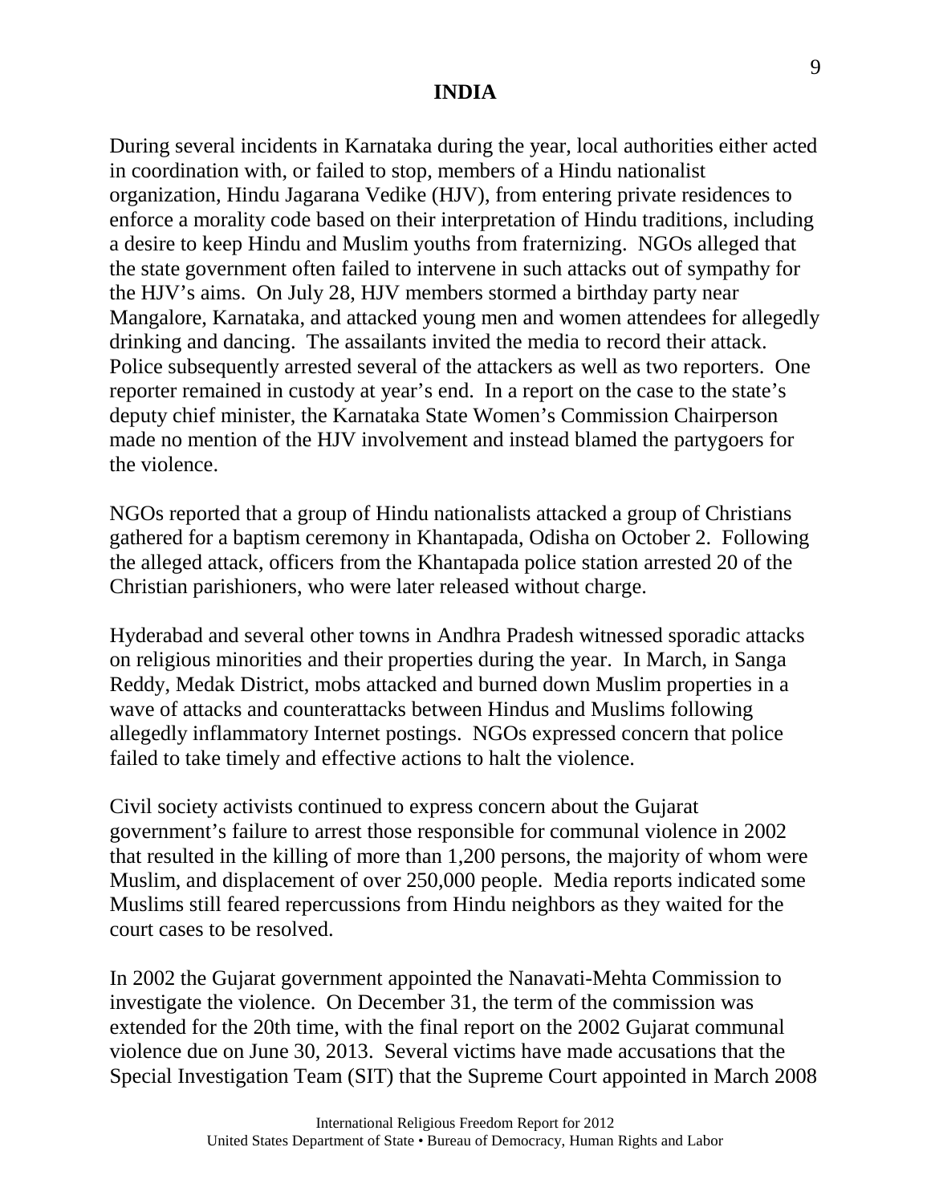During several incidents in Karnataka during the year, local authorities either acted in coordination with, or failed to stop, members of a Hindu nationalist organization, Hindu Jagarana Vedike (HJV), from entering private residences to enforce a morality code based on their interpretation of Hindu traditions, including a desire to keep Hindu and Muslim youths from fraternizing. NGOs alleged that the state government often failed to intervene in such attacks out of sympathy for the HJV's aims. On July 28, HJV members stormed a birthday party near Mangalore, Karnataka, and attacked young men and women attendees for allegedly drinking and dancing. The assailants invited the media to record their attack. Police subsequently arrested several of the attackers as well as two reporters. One reporter remained in custody at year's end. In a report on the case to the state's deputy chief minister, the Karnataka State Women's Commission Chairperson made no mention of the HJV involvement and instead blamed the partygoers for the violence.

NGOs reported that a group of Hindu nationalists attacked a group of Christians gathered for a baptism ceremony in Khantapada, Odisha on October 2. Following the alleged attack, officers from the Khantapada police station arrested 20 of the Christian parishioners, who were later released without charge.

Hyderabad and several other towns in Andhra Pradesh witnessed sporadic attacks on religious minorities and their properties during the year. In March, in Sanga Reddy, Medak District, mobs attacked and burned down Muslim properties in a wave of attacks and counterattacks between Hindus and Muslims following allegedly inflammatory Internet postings. NGOs expressed concern that police failed to take timely and effective actions to halt the violence.

Civil society activists continued to express concern about the Gujarat government's failure to arrest those responsible for communal violence in 2002 that resulted in the killing of more than 1,200 persons, the majority of whom were Muslim, and displacement of over 250,000 people. Media reports indicated some Muslims still feared repercussions from Hindu neighbors as they waited for the court cases to be resolved.

In 2002 the Gujarat government appointed the Nanavati-Mehta Commission to investigate the violence. On December 31, the term of the commission was extended for the 20th time, with the final report on the 2002 Gujarat communal violence due on June 30, 2013. Several victims have made accusations that the Special Investigation Team (SIT) that the Supreme Court appointed in March 2008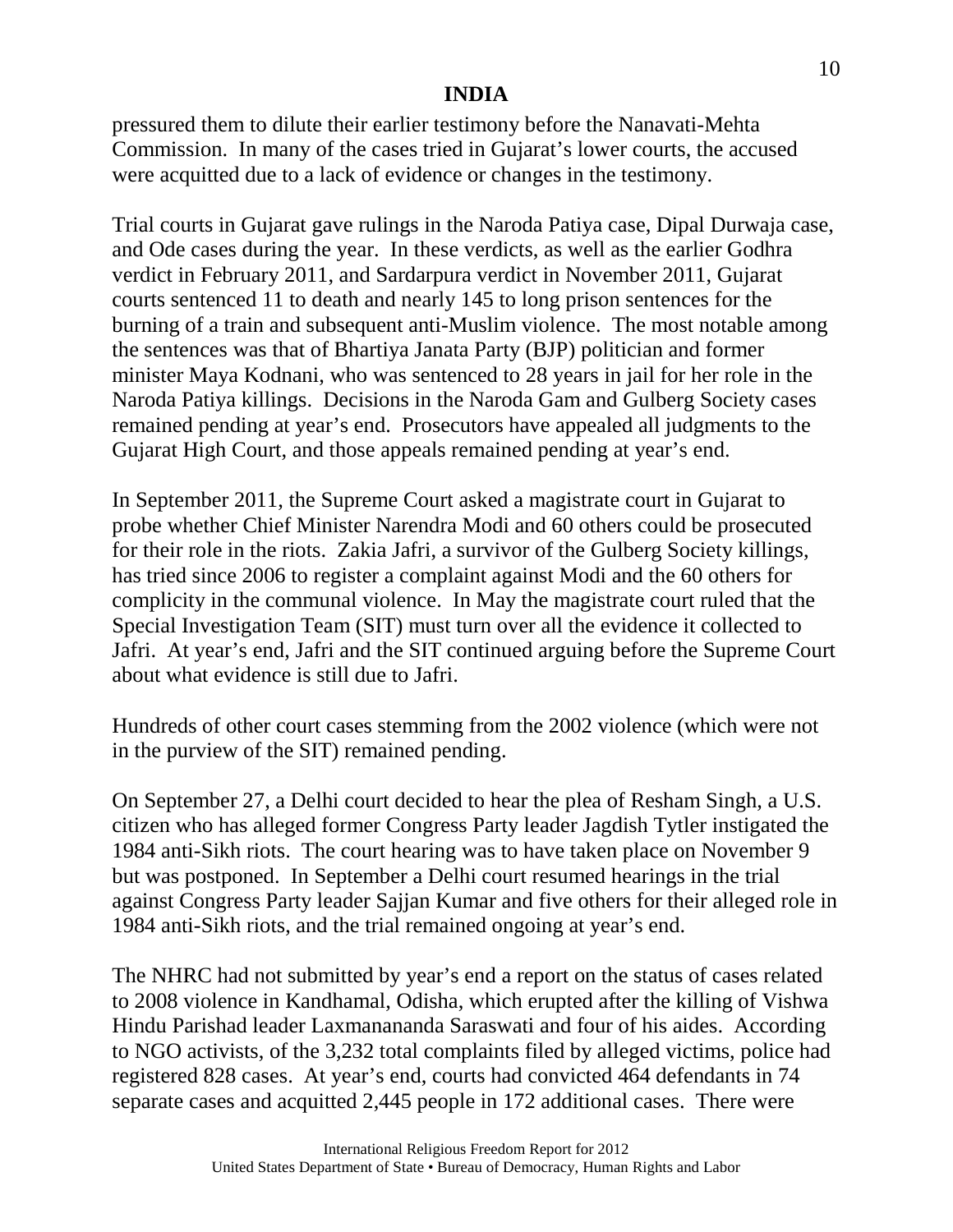pressured them to dilute their earlier testimony before the Nanavati-Mehta Commission. In many of the cases tried in Gujarat's lower courts, the accused were acquitted due to a lack of evidence or changes in the testimony.

Trial courts in Gujarat gave rulings in the Naroda Patiya case, Dipal Durwaja case, and Ode cases during the year. In these verdicts, as well as the earlier Godhra verdict in February 2011, and Sardarpura verdict in November 2011, Gujarat courts sentenced 11 to death and nearly 145 to long prison sentences for the burning of a train and subsequent anti-Muslim violence. The most notable among the sentences was that of Bhartiya Janata Party (BJP) politician and former minister Maya Kodnani, who was sentenced to 28 years in jail for her role in the Naroda Patiya killings. Decisions in the Naroda Gam and Gulberg Society cases remained pending at year's end. Prosecutors have appealed all judgments to the Gujarat High Court, and those appeals remained pending at year's end.

In September 2011, the Supreme Court asked a magistrate court in Gujarat to probe whether Chief Minister Narendra Modi and 60 others could be prosecuted for their role in the riots. Zakia Jafri, a survivor of the Gulberg Society killings, has tried since 2006 to register a complaint against Modi and the 60 others for complicity in the communal violence. In May the magistrate court ruled that the Special Investigation Team (SIT) must turn over all the evidence it collected to Jafri. At year's end, Jafri and the SIT continued arguing before the Supreme Court about what evidence is still due to Jafri.

Hundreds of other court cases stemming from the 2002 violence (which were not in the purview of the SIT) remained pending.

On September 27, a Delhi court decided to hear the plea of Resham Singh, a U.S. citizen who has alleged former Congress Party leader Jagdish Tytler instigated the 1984 anti-Sikh riots. The court hearing was to have taken place on November 9 but was postponed. In September a Delhi court resumed hearings in the trial against Congress Party leader Sajjan Kumar and five others for their alleged role in 1984 anti-Sikh riots, and the trial remained ongoing at year's end.

The NHRC had not submitted by year's end a report on the status of cases related to 2008 violence in Kandhamal, Odisha, which erupted after the killing of Vishwa Hindu Parishad leader Laxmanananda Saraswati and four of his aides. According to NGO activists, of the 3,232 total complaints filed by alleged victims, police had registered 828 cases. At year's end, courts had convicted 464 defendants in 74 separate cases and acquitted 2,445 people in 172 additional cases. There were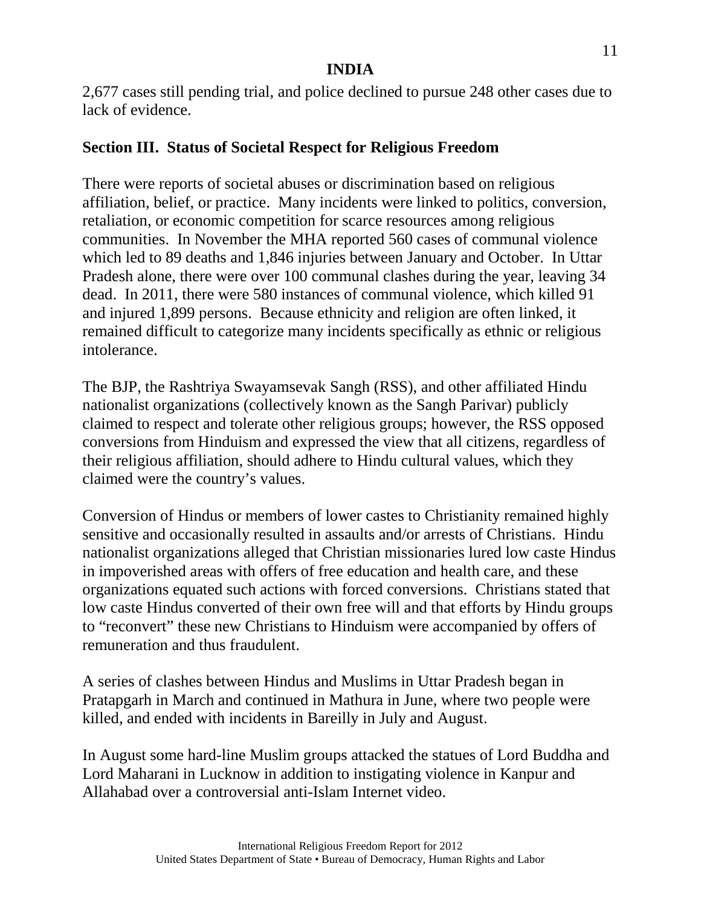2,677 cases still pending trial, and police declined to pursue 248 other cases due to lack of evidence.

## Section III. Status of Societal Respect for Religious Freedom

There were reports of societal abuses or discrimination based on religious affiliation, belief, or practice. Many incidents were linked to politics, conversion, retaliation, or economic competition for scarce resources among religious communities. In November the MHA reported 560 cases of communal violence which led to 89 deaths and 1,846 injuries between January and October. In Uttar Pradesh alone, there were over 100 communal clashes during the year, leaving 34 dead. In 2011, there were 580 instances of communal violence, which killed 91 and injured 1,899 persons. Because ethnicity and religion are often linked, it remained difficult to categorize many incidents specifically as ethnic or religious intolerance.

The BJP, the Rashtriya Swayamsevak Sangh (RSS), and other affiliated Hindu nationalist organizations (collectively known as the Sangh Parivar) publicly claimed to respect and tolerate other religious groups; however, the RSS opposed conversions from Hinduism and expressed the view that all citizens, regardless of their religious affiliation, should adhere to Hindu cultural values, which they claimed were the country's values.

Conversion of Hindus or members of lower castes to Christianity remained highly sensitive and occasionally resulted in assaults and/or arrests of Christians. Hindu nationalist organizations alleged that Christian missionaries lured low caste Hindus in impoverished areas with offers of free education and health care, and these organizations equated such actions with forced conversions. Christians stated that low caste Hindus converted of their own free will and that efforts by Hindu groups to "reconvert" these new Christians to Hinduism were accompanied by offers of remuneration and thus fraudulent.

A series of clashes between Hindus and Muslims in Uttar Pradesh began in Pratapgarh in March and continued in Mathura in June, where two people were killed, and ended with incidents in Bareilly in July and August.

In August some hard-line Muslim groups attacked the statues of Lord Buddha and Lord Maharani in Lucknow in addition to instigating violence in Kanpur and Allahabad over a controversial anti-Islam Internet video.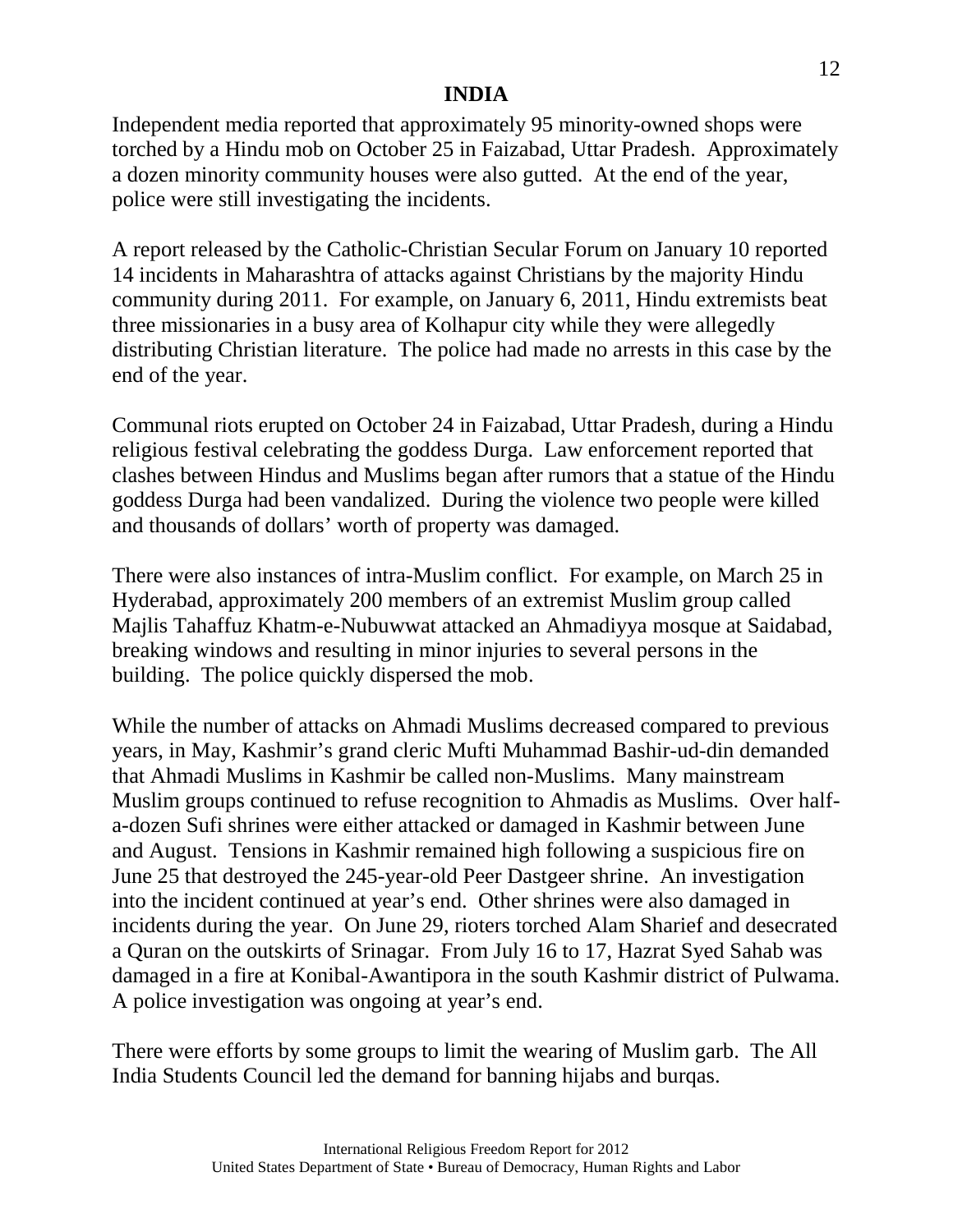Independent media reported that approximately 95 minority-owned shops were torched by a Hindu mob on October 25 in Faizabad, Uttar Pradesh. Approximately a dozen minority community houses were also gutted. At the end of the year, police were still investigating the incidents.

A report released by the Catholic-Christian Secular Forum on January 10 reported 14 incidents in Maharashtra of attacks against Christians by the majority Hindu community during 2011. For example, on January 6, 2011, Hindu extremists beat three missionaries in a busy area of Kolhapur city while they were allegedly distributing Christian literature. The police had made no arrests in this case by the end of the year.

Communal riots erupted on October 24 in Faizabad, Uttar Pradesh, during a Hindu religious festival celebrating the goddess Durga. Law enforcement reported that clashes between Hindus and Muslims began after rumors that a statue of the Hindu goddess Durga had been vandalized. During the violence two people were killed and thousands of dollars' worth of property was damaged.

There were also instances of intra-Muslim conflict. For example, on March 25 in Hyderabad, approximately 200 members of an extremist Muslim group called Majlis Tahaffuz Khatm-e-Nubuwwat attacked an Ahmadiyya mosque at Saidabad, breaking windows and resulting in minor injuries to several persons in the building. The police quickly dispersed the mob.

While the number of attacks on Ahmadi Muslims decreased compared to previous years, in May, Kashmir's grand cleric Mufti Muhammad Bashir-ud-din demanded that Ahmadi Muslims in Kashmir be called non-Muslims. Many mainstream Muslim groups continued to refuse recognition to Ahmadis as Muslims. Over half-a-dozen Sufi shrines were either attacked or damaged in Kashmir between June and August. Tensions in Kashmir remained high following a suspicious fire on June 25 that destroyed the 245-year-old Peer Dastgeer shrine. An investigation into the incident continued at year's end. Other shrines were also damaged in incidents during the year. On June 29, rioters torched Alam Sharief and desecrated a Quran on the outskirts of Srinagar. From July 16 to 17, Hazrat Syed Sahab was damaged in a fire at Konibal-Awantipora in the south Kashmir district of Pulwama. A police investigation was ongoing at year's end.

There were efforts by some groups to limit the wearing of Muslim garb. The All India Students Council led the demand for banning hijabs and burqas.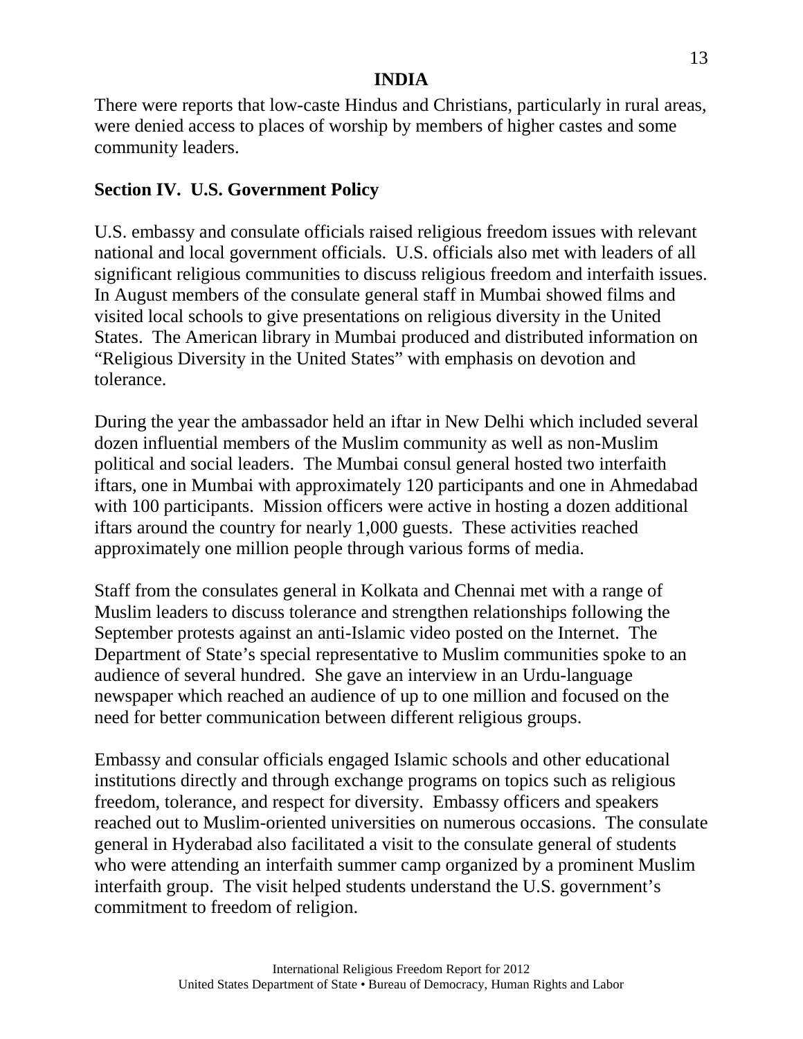There were reports that low-caste Hindus and Christians, particularly in rural areas, were denied access to places of worship by members of higher castes and some community leaders.

## Section IV. U.S. Government Policy

U.S. embassy and consulate officials raised religious freedom issues with relevant national and local government officials. U.S. officials also met with leaders of all significant religious communities to discuss religious freedom and interfaith issues. In August members of the consulate general staff in Mumbai showed films and visited local schools to give presentations on religious diversity in the United States. The American library in Mumbai produced and distributed information on "Religious Diversity in the United States" with emphasis on devotion and tolerance.

During the year the ambassador held an iftar in New Delhi which included several dozen influential members of the Muslim community as well as non-Muslim political and social leaders. The Mumbai consul general hosted two interfaith iftars, one in Mumbai with approximately 120 participants and one in Ahmedabad with 100 participants. Mission officers were active in hosting a dozen additional iftars around the country for nearly 1,000 guests. These activities reached approximately one million people through various forms of media.

Staff from the consulates general in Kolkata and Chennai met with a range of Muslim leaders to discuss tolerance and strengthen relationships following the September protests against an anti-Islamic video posted on the Internet. The Department of State's special representative to Muslim communities spoke to an audience of several hundred. She gave an interview in an Urdu-language newspaper which reached an audience of up to one million and focused on the need for better communication between different religious groups.

Embassy and consular officials engaged Islamic schools and other educational institutions directly and through exchange programs on topics such as religious freedom, tolerance, and respect for diversity. Embassy officers and speakers reached out to Muslim-oriented universities on numerous occasions. The consulate general in Hyderabad also facilitated a visit to the consulate general of students who were attending an interfaith summer camp organized by a prominent Muslim interfaith group. The visit helped students understand the U.S. government's commitment to freedom of religion.